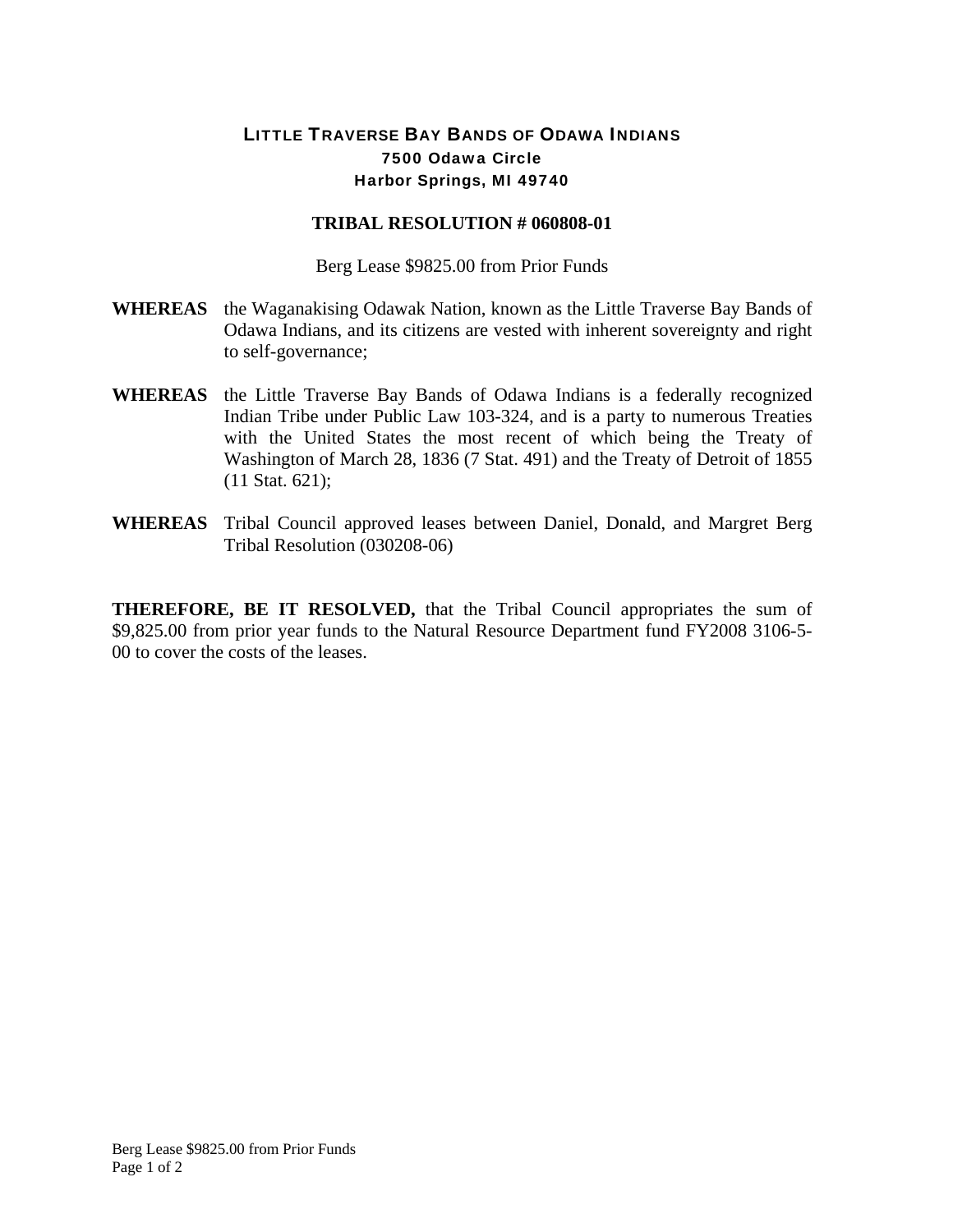# LITTLE TRAVERSE BAY BANDS OF ODAWA INDIANS

**7500 Odawa Circle**
**Harbor Springs, MI 49740**

## TRIBAL RESOLUTION # 060808-01

Berg Lease $9825.00 from Prior Funds

**WHEREAS** the Waganakising Odawak Nation, known as the Little Traverse Bay Bands of Odawa Indians, and its citizens are vested with inherent sovereignty and right to self-governance;

**WHEREAS** the Little Traverse Bay Bands of Odawa Indians is a federally recognized Indian Tribe under Public Law 103-324, and is a party to numerous Treaties with the United States the most recent of which being the Treaty of Washington of March 28, 1836 (7 Stat. 491) and the Treaty of Detroit of 1855 (11 Stat. 621);

**WHEREAS** Tribal Council approved leases between Daniel, Donald, and Margret Berg Tribal Resolution (030208-06)

**THEREFORE, BE IT RESOLVED,** that the Tribal Council appropriates the sum of $9,825.00 from prior year funds to the Natural Resource Department fund FY2008 3106-5-00 to cover the costs of the leases.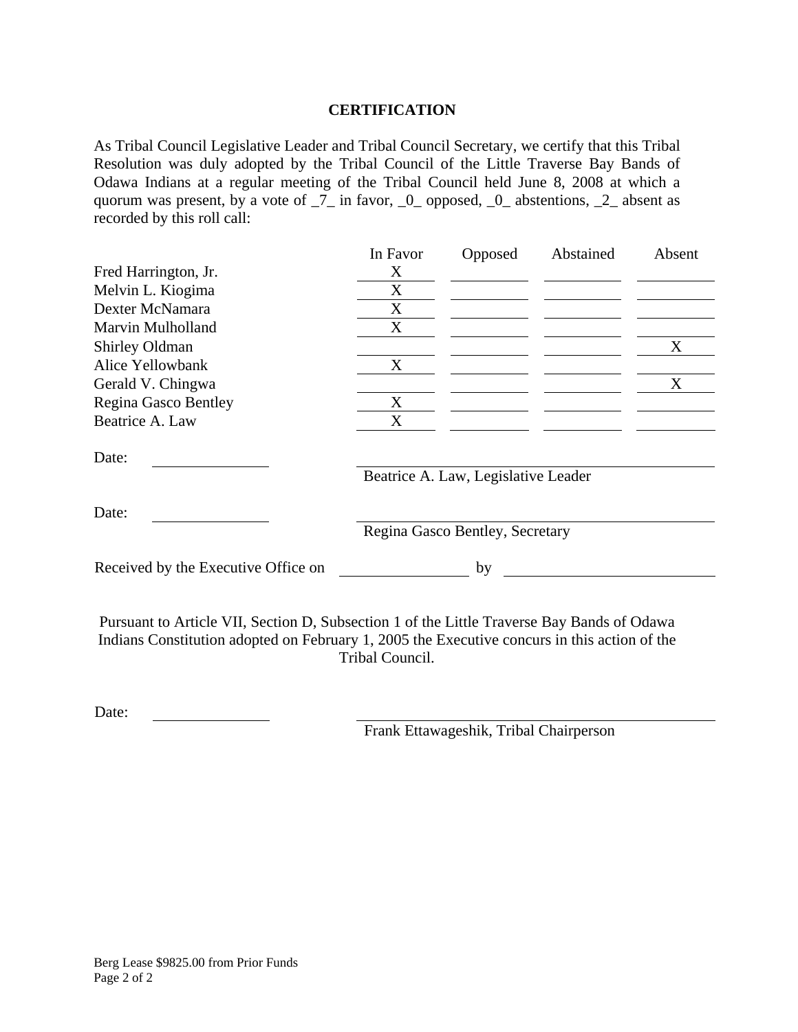**CERTIFICATION**

As Tribal Council Legislative Leader and Tribal Council Secretary, we certify that this Tribal Resolution was duly adopted by the Tribal Council of the Little Traverse Bay Bands of Odawa Indians at a regular meeting of the Tribal Council held June 8, 2008 at which a quorum was present, by a vote of _7_ in favor, _0_ opposed, _0_ abstentions, _2_ absent as recorded by this roll call:

| | In Favor | Opposed | Abstained | Absent |
|---|---|---|---|---|
| Fred Harrington, Jr. | X | | | |
| Melvin L. Kiogima | X | | | |
| Dexter McNamara | X | | | |
| Marvin Mulholland | X | | | |
| Shirley Oldman | | | | X |
| Alice Yellowbank | X | | | |
| Gerald V. Chingwa | | | | X |
| Regina Gasco Bentley | X | | | |
| Beatrice A. Law | X | | | |

Date: ______________

_______________________________
Beatrice A. Law, Legislative Leader

Date: ______________

_______________________________
Regina Gasco Bentley, Secretary

Received by the Executive Office on ______________ by ______________________

Pursuant to Article VII, Section D, Subsection 1 of the Little Traverse Bay Bands of Odawa Indians Constitution adopted on February 1, 2005 the Executive concurs in this action of the Tribal Council.

Date: ______________

_______________________________
Frank Ettawageshik, Tribal Chairperson

Berg Lease $9825.00 from Prior Funds